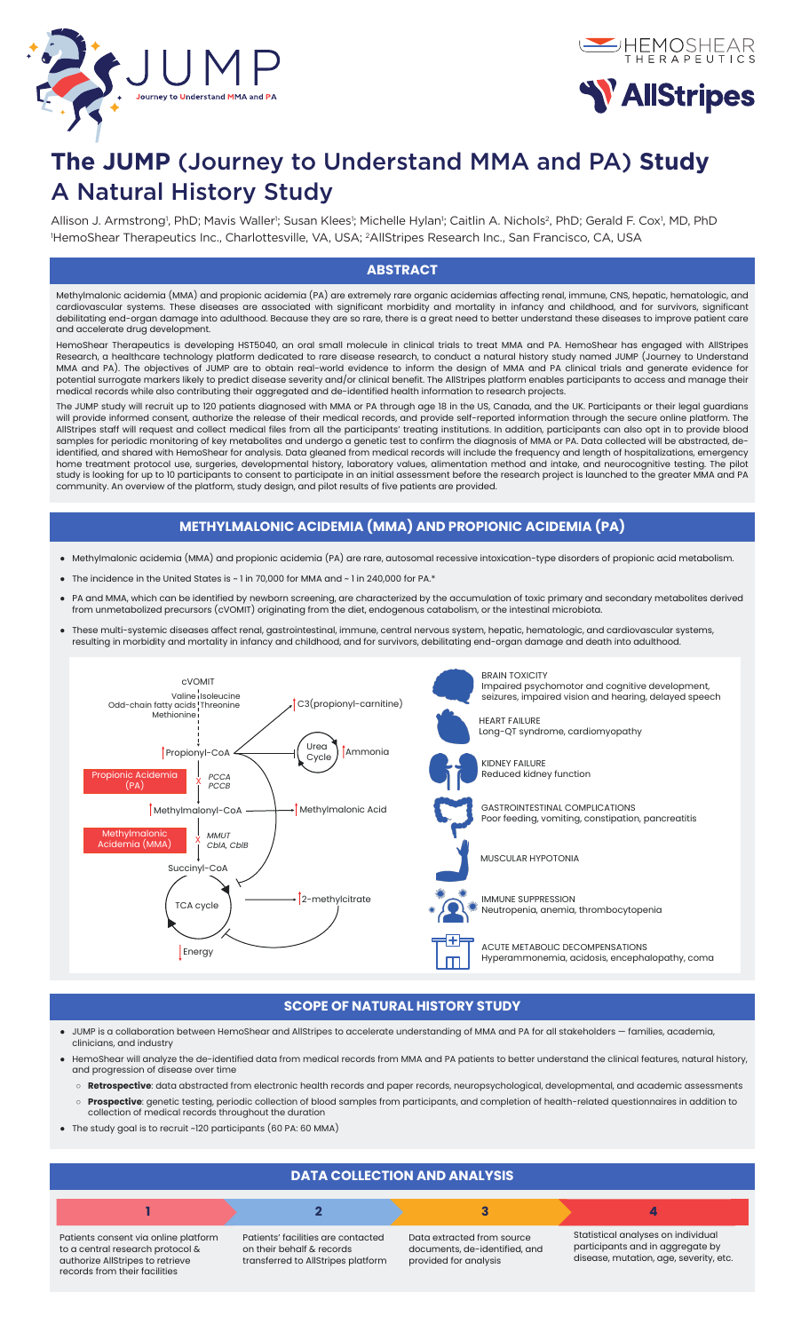# The JUMP (Journey to Understand MMA and PA) Study
# A Natural History Study

Allison J. Armstrong[1], PhD; Mavis Waller[1]; Susan Klees[1]; Michelle Hylan[1]; Caitlin A. Nichols[2], PhD; Gerald F. Cox[1], MD, PhD
[1]HemoShear Therapeutics Inc., Charlottesville, VA, USA; [2]AllStripes Research Inc., San Francisco, CA, USA

## ABSTRACT

Methylmalonic acidemia (MMA) and propionic acidemia (PA) are extremely rare organic acidemias affecting renal, immune, CNS, hepatic, hematologic, and cardiovascular systems. These diseases are associated with significant morbidity and mortality in infancy and childhood, and for survivors, significant debilitating end-organ damage into adulthood. Because they are so rare, there is a great need to better understand these diseases to improve patient care and accelerate drug development.

HemoShear Therapeutics is developing HST5040, an oral small molecule in clinical trials to treat MMA and PA. HemoShear has engaged with AllStripes Research, a healthcare technology platform dedicated to rare disease research, to conduct a natural history study named JUMP (Journey to Understand MMA and PA). The objectives of JUMP are to obtain real-world evidence to inform the design of MMA and PA clinical trials and generate evidence for potential surrogate markers likely to predict disease severity and/or clinical benefit. The AllStripes platform enables participants to access and manage their medical records while also contributing their aggregated and de-identified health information to research projects.

The JUMP study will recruit up to 120 patients diagnosed with MMA or PA through age 18 in the US, Canada, and the UK. Participants or their legal guardians will provide informed consent, authorize the release of their medical records, and provide self-reported information through the secure online platform. The AllStripes staff will request and collect medical files from all the participants' treating institutions. In addition, participants can also opt in to provide blood samples for periodic monitoring of key metabolites and undergo a genetic test to confirm the diagnosis of MMA or PA. Data collected will be abstracted, de-identified, and shared with HemoShear for analysis. Data gleaned from medical records will include the frequency and length of hospitalizations, emergency home treatment protocol use, surgeries, developmental history, laboratory values, alimentation method and intake, and neurocognitive testing. The pilot study is looking for up to 10 participants to consent to participate in an initial assessment before the research project is launched to the greater MMA and PA community. An overview of the platform, study design, and pilot results of five patients are provided.

## METHYLMALONIC ACIDEMIA (MMA) AND PROPIONIC ACIDEMIA (PA)

- Methylmalonic acidemia (MMA) and propionic acidemia (PA) are rare, autosomal recessive intoxication-type disorders of propionic acid metabolism.
- The incidence in the United States is ~ 1 in 70,000 for MMA and ~ 1 in 240,000 for PA.*
- PA and MMA, which can be identified by newborn screening, are characterized by the accumulation of toxic primary and secondary metabolites derived from unmetabolized precursors (cVOMIT) originating from the diet, endogenous catabolism, or the intestinal microbiota.
- These multi-systemic diseases affect renal, gastrointestinal, immune, central nervous system, hepatic, hematologic, and cardiovascular systems, resulting in morbidity and mortality in infancy and childhood, and for survivors, debilitating end-organ damage and death into adulthood.

cVOMIT
Valine, Isoleucine, Odd-chain fatty acids, Threonine, Methionine
↑Propionyl-CoA
Propionic Acidemia (PA) — PCCA, PCCB
↑C3(propionyl-carnitine)
Urea Cycle
↑Ammonia
↑Methylmalonyl-CoA
↑Methylmalonic Acid
Methylmalonic Acidemia (MMA) — MMUT, CblA, CblB
Succinyl-CoA
TCA cycle
↑2-methylcitrate
↓Energy

BRAIN TOXICITY
Impaired psychomotor and cognitive development, seizures, impaired vision and hearing, delayed speech

HEART FAILURE
Long-QT syndrome, cardiomyopathy

KIDNEY FAILURE
Reduced kidney function

GASTROINTESTINAL COMPLICATIONS
Poor feeding, vomiting, constipation, pancreatitis

MUSCULAR HYPOTONIA

IMMUNE SUPPRESSION
Neutropenia, anemia, thrombocytopenia

ACUTE METABOLIC DECOMPENSATIONS
Hyperammonemia, acidosis, encephalopathy, coma

## SCOPE OF NATURAL HISTORY STUDY

- JUMP is a collaboration between HemoShear and AllStripes to accelerate understanding of MMA and PA for all stakeholders — families, academia, clinicians, and industry
- HemoShear will analyze the de-identified data from medical records from MMA and PA patients to better understand the clinical features, natural history, and progression of disease over time
  - **Retrospective**: data abstracted from electronic health records and paper records, neuropsychological, developmental, and academic assessments
  - **Prospective**: genetic testing, periodic collection of blood samples from participants, and completion of health-related questionnaires in addition to collection of medical records throughout the duration
- The study goal is to recruit ~120 participants (60 PA: 60 MMA)

## DATA COLLECTION AND ANALYSIS

| 1 | 2 | 3 | 4 |
|---|---|---|---|
| Patients consent via online platform to a central research protocol & authorize AllStripes to retrieve records from their facilities | Patients' facilities are contacted on their behalf & records transferred to AllStripes platform | Data extracted from source documents, de-identified, and provided for analysis | Statistical analyses on individual participants and in aggregate by disease, mutation, age, severity, etc. |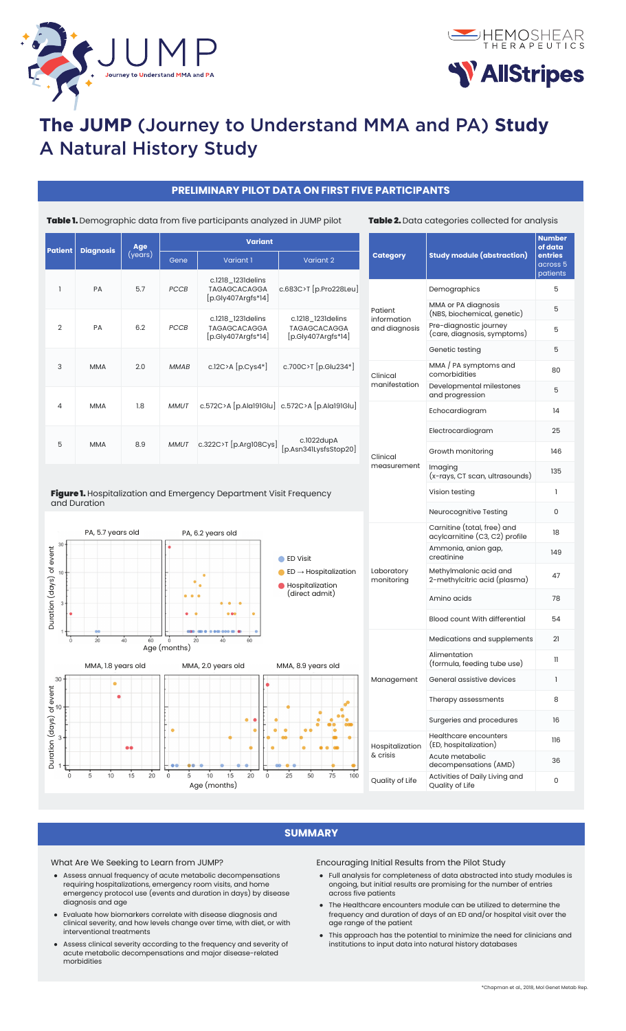JUMP

Journey to Understand MMA and PA

HEMOSHEAR THERAPEUTICS

AllStripes

# The JUMP (Journey to Understand MMA and PA) Study
# A Natural History Study

## PRELIMINARY PILOT DATA ON FIRST FIVE PARTICIPANTS

**Table 1.** Demographic data from five participants analyzed in JUMP pilot

| Patient | Diagnosis | Age (years) | Variant | | |
|---|---|---|---|---|---|
| | | | Gene | Variant 1 | Variant 2 |
| 1 | PA | 5.7 | *PCCB* | c.1218_1231delins TAGAGCACAGGA [p.Gly407Argfs*14] | c.683C>T [p.Pro228Leu] |
| 2 | PA | 6.2 | *PCCB* | c.1218_1231delins TAGAGCACAGGA [p.Gly407Argfs*14] | c.1218_1231delins TAGAGCACAGGA [p.Gly407Argfs*14] |
| 3 | MMA | 2.0 | *MMAB* | c.12C>A [p.Cys4*] | c.700C>T [p.Glu234*] |
| 4 | MMA | 1.8 | *MMUT* | c.572C>A [p.Ala191Glu] | c.572C>A [p.Ala191Glu] |
| 5 | MMA | 8.9 | *MMUT* | c.322C>T [p.Arg108Cys] | c.1022dupA [p.Asn341LysfsStop20] |

**Table 2.** Data categories collected for analysis

| Category | Study module (abstraction) | Number of data entries across 5 patients |
|---|---|---|
| Patient information and diagnosis | Demographics | 5 |
| | MMA or PA diagnosis (NBS, biochemical, genetic) | 5 |
| | Pre-diagnostic journey (care, diagnosis, symptoms) | 5 |
| | Genetic testing | 5 |
| Clinical manifestation | MMA / PA symptoms and comorbidities | 80 |
| | Developmental milestones and progression | 5 |
| Clinical measurement | Echocardiogram | 14 |
| | Electrocardiogram | 25 |
| | Growth monitoring | 146 |
| | Imaging (x-rays, CT scan, ultrasounds) | 135 |
| | Vision testing | 1 |
| | Neurocognitive Testing | 0 |
| Laboratory monitoring | Carnitine (total, free) and acylcarnitine (C3, C2) profile | 18 |
| | Ammonia, anion gap, creatinine | 149 |
| | Methylmalonic acid and 2-methylcitric acid (plasma) | 47 |
| | Amino acids | 78 |
| | Blood count With differential | 54 |
| Management | Medications and supplements | 21 |
| | Alimentation (formula, feeding tube use) | 11 |
| | General assistive devices | 1 |
| | Therapy assessments | 8 |
| | Surgeries and procedures | 16 |
| Hospitalization & crisis | Healthcare encounters (ED, hospitalization) | 116 |
| | Acute metabolic decompensations (AMD) | 36 |
| Quality of Life | Activities of Daily Living and Quality of Life | 0 |

**Figure 1.** Hospitalization and Emergency Department Visit Frequency and Duration

PA, 5.7 years old
PA, 6.2 years old
MMA, 1.8 years old
MMA, 2.0 years old
MMA, 8.9 years old

Duration (days) of event
Age (months)

ED Visit
ED → Hospitalization
Hospitalization (direct admit)

## SUMMARY

What Are We Seeking to Learn from JUMP?

- Assess annual frequency of acute metabolic decompensations requiring hospitalizations, emergency room visits, and home emergency protocol use (events and duration in days) by disease diagnosis and age
- Evaluate how biomarkers correlate with disease diagnosis and clinical severity, and how levels change over time, with diet, or with interventional treatments
- Assess clinical severity according to the frequency and severity of acute metabolic decompensations and major disease-related morbidities

Encouraging Initial Results from the Pilot Study

- Full analysis for completeness of data abstracted into study modules is ongoing, but initial results are promising for the number of entries across five patients
- The Healthcare encounters module can be utilized to determine the frequency and duration of days of an ED and/or hospital visit over the age range of the patient
- This approach has the potential to minimize the need for clinicians and institutions to input data into natural history databases

*Chapman et al., 2018, Mol Genet Metab Rep.